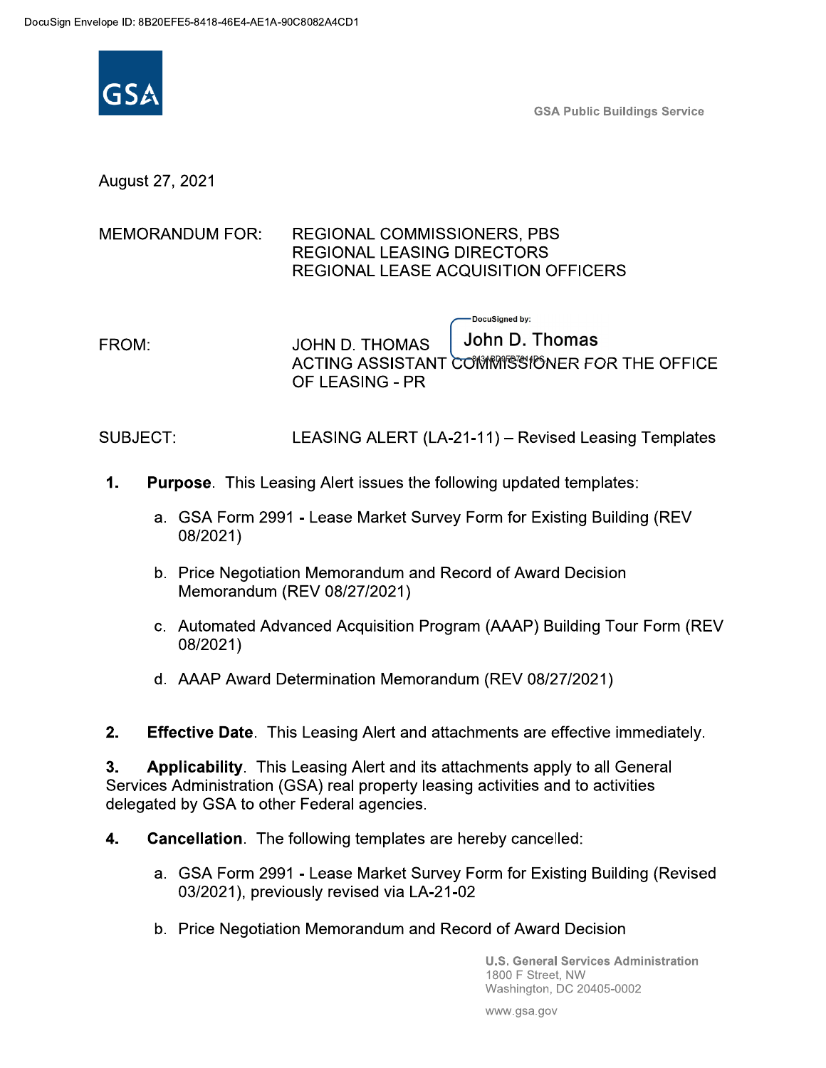DocuSign Envelope ID: 8B20EFE5-8418-46E4-AE1A-90C8082A4CD1

GSA Public Buildings Service

August 27, 2021

MEMORANDUM FOR: REGIONAL COMMISSIONERS, PBS
REGIONAL LEASING DIRECTORS
REGIONAL LEASE ACQUISITION OFFICERS

FROM: JOHN D. THOMAS
ACTING ASSISTANT COMMISSIONER FOR THE OFFICE OF LEASING - PR

DocuSigned by: John D. Thomas

SUBJECT: LEASING ALERT (LA-21-11) – Revised Leasing Templates

1. **Purpose**. This Leasing Alert issues the following updated templates:

   a. GSA Form 2991 - Lease Market Survey Form for Existing Building (REV 08/2021)

   b. Price Negotiation Memorandum and Record of Award Decision Memorandum (REV 08/27/2021)

   c. Automated Advanced Acquisition Program (AAAP) Building Tour Form (REV 08/2021)

   d. AAAP Award Determination Memorandum (REV 08/27/2021)

2. **Effective Date**. This Leasing Alert and attachments are effective immediately.

3. **Applicability**. This Leasing Alert and its attachments apply to all General Services Administration (GSA) real property leasing activities and to activities delegated by GSA to other Federal agencies.

4. **Cancellation**. The following templates are hereby cancelled:

   a. GSA Form 2991 - Lease Market Survey Form for Existing Building (Revised 03/2021), previously revised via LA-21-02

   b. Price Negotiation Memorandum and Record of Award Decision

U.S. General Services Administration
1800 F Street, NW
Washington, DC 20405-0002

www.gsa.gov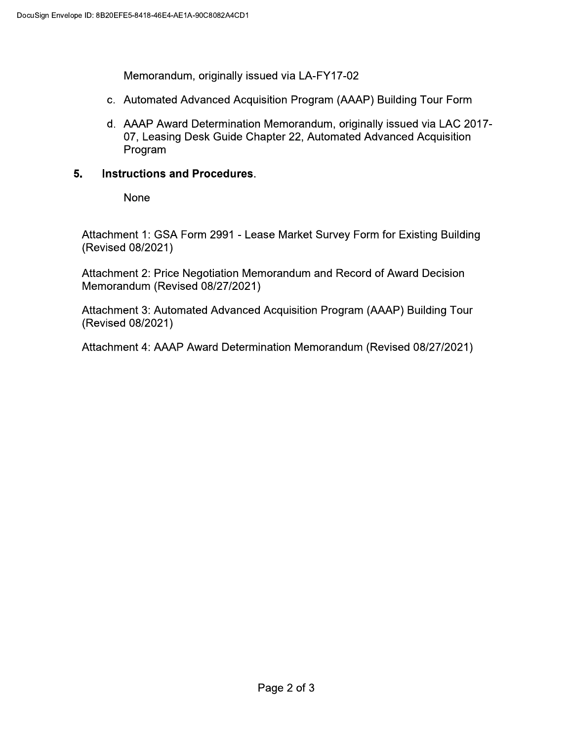Memorandum, originally issued via LA-FY17-02

c. Automated Advanced Acquisition Program (AAAP) Building Tour Form

d. AAAP Award Determination Memorandum, originally issued via LAC 2017-07, Leasing Desk Guide Chapter 22, Automated Advanced Acquisition Program

## 5. Instructions and Procedures.

None

Attachment 1: GSA Form 2991 - Lease Market Survey Form for Existing Building (Revised 08/2021)

Attachment 2: Price Negotiation Memorandum and Record of Award Decision Memorandum (Revised 08/27/2021)

Attachment 3: Automated Advanced Acquisition Program (AAAP) Building Tour (Revised 08/2021)

Attachment 4: AAAP Award Determination Memorandum (Revised 08/27/2021)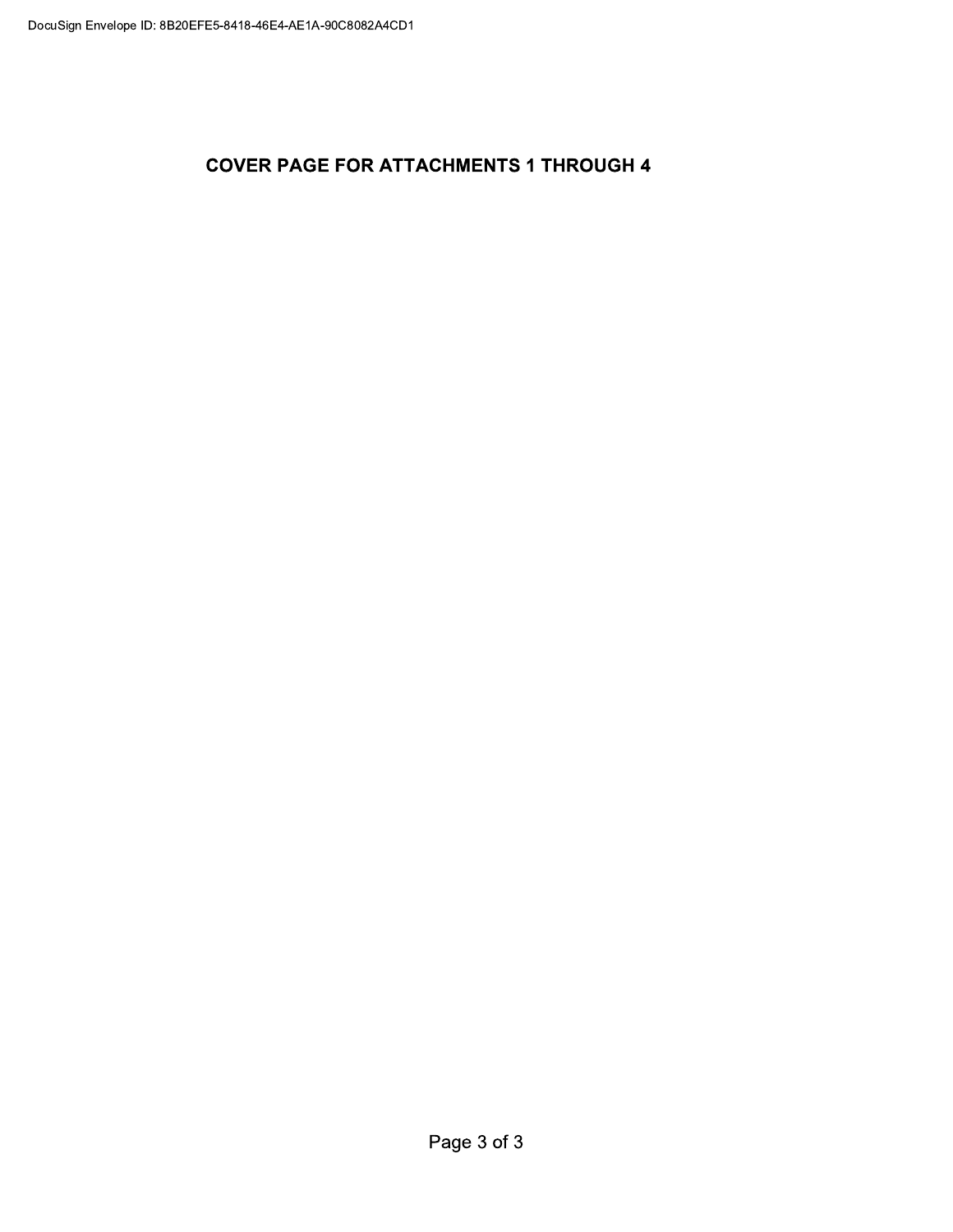# COVER PAGE FOR ATTACHMENTS 1 THROUGH 4